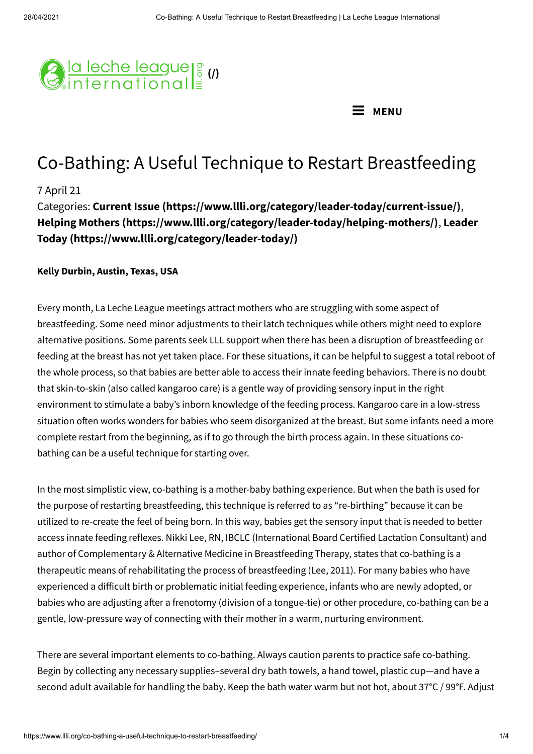# Co-Bathing: A Useful Technique to Restart Breastfeeding

7 April 21

Categories: **Current Issue (https://www.llli.org/category/leader-today/current-issue/)**, **Helping Mothers (https://www.llli.org/category/leader-today/helping-mothers/)**, **Leader Today (https://www.llli.org/category/leader-today/)**

**Kelly Durbin, Austin, Texas, USA**

Every month, La Leche League meetings attract mothers who are struggling with some aspect of breastfeeding. Some need minor adjustments to their latch techniques while others might need to explore alternative positions. Some parents seek LLL support when there has been a disruption of breastfeeding or feeding at the breast has not yet taken place. For these situations, it can be helpful to suggest a total reboot of the whole process, so that babies are better able to access their innate feeding behaviors. There is no doubt that skin-to-skin (also called kangaroo care) is a gentle way of providing sensory input in the right environment to stimulate a baby's inborn knowledge of the feeding process. Kangaroo care in a low-stress situation often works wonders for babies who seem disorganized at the breast. But some infants need a more complete restart from the beginning, as if to go through the birth process again. In these situations co-bathing can be a useful technique for starting over.

In the most simplistic view, co-bathing is a mother-baby bathing experience. But when the bath is used for the purpose of restarting breastfeeding, this technique is referred to as "re-birthing" because it can be utilized to re-create the feel of being born. In this way, babies get the sensory input that is needed to better access innate feeding reflexes. Nikki Lee, RN, IBCLC (International Board Certified Lactation Consultant) and author of Complementary & Alternative Medicine in Breastfeeding Therapy, states that co-bathing is a therapeutic means of rehabilitating the process of breastfeeding (Lee, 2011). For many babies who have experienced a difficult birth or problematic initial feeding experience, infants who are newly adopted, or babies who are adjusting after a frenotomy (division of a tongue-tie) or other procedure, co-bathing can be a gentle, low-pressure way of connecting with their mother in a warm, nurturing environment.

There are several important elements to co-bathing. Always caution parents to practice safe co-bathing. Begin by collecting any necessary supplies–several dry bath towels, a hand towel, plastic cup—and have a second adult available for handling the baby. Keep the bath water warm but not hot, about 37°C / 99°F. Adjust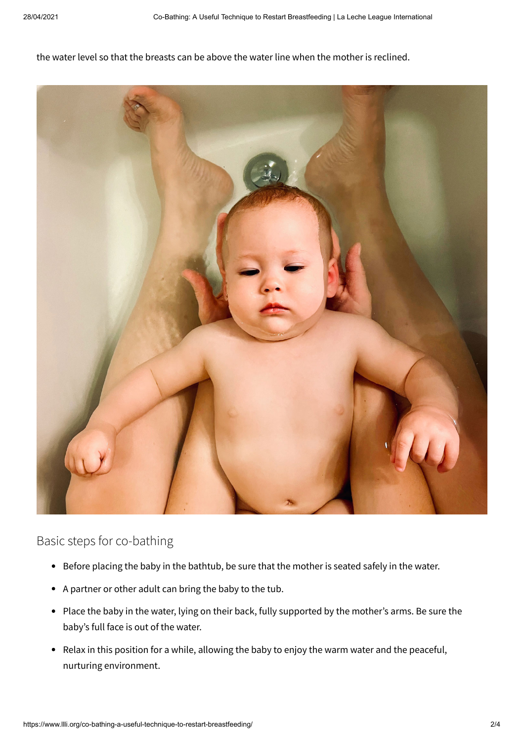the water level so that the breasts can be above the water line when the mother is reclined.

## Basic steps for co-bathing

- Before placing the baby in the bathtub, be sure that the mother is seated safely in the water.
- A partner or other adult can bring the baby to the tub.
- Place the baby in the water, lying on their back, fully supported by the mother's arms. Be sure the baby's full face is out of the water.
- Relax in this position for a while, allowing the baby to enjoy the warm water and the peaceful, nurturing environment.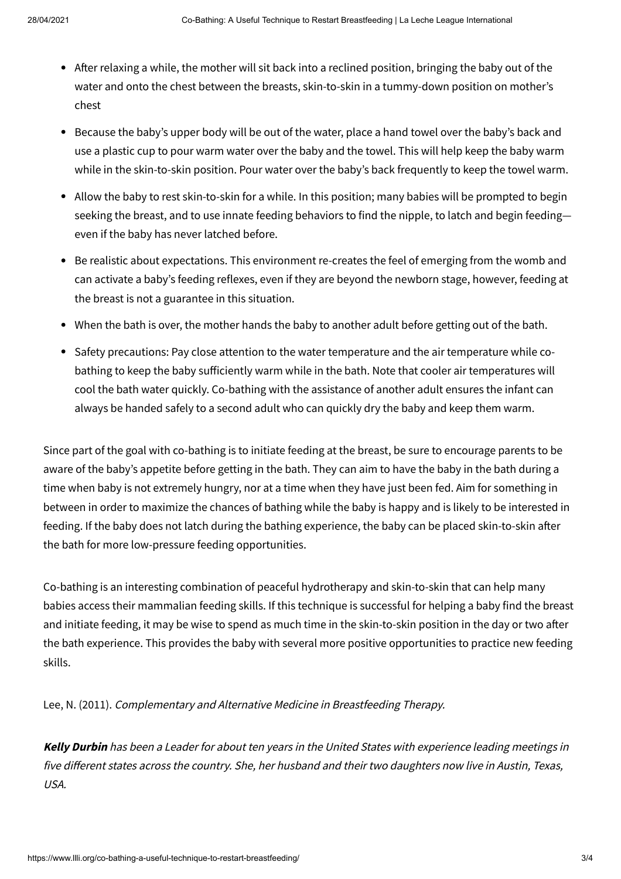- After relaxing a while, the mother will sit back into a reclined position, bringing the baby out of the water and onto the chest between the breasts, skin-to-skin in a tummy-down position on mother's chest
- Because the baby's upper body will be out of the water, place a hand towel over the baby's back and use a plastic cup to pour warm water over the baby and the towel. This will help keep the baby warm while in the skin-to-skin position. Pour water over the baby's back frequently to keep the towel warm.
- Allow the baby to rest skin-to-skin for a while. In this position; many babies will be prompted to begin seeking the breast, and to use innate feeding behaviors to find the nipple, to latch and begin feeding—even if the baby has never latched before.
- Be realistic about expectations. This environment re-creates the feel of emerging from the womb and can activate a baby's feeding reflexes, even if they are beyond the newborn stage, however, feeding at the breast is not a guarantee in this situation.
- When the bath is over, the mother hands the baby to another adult before getting out of the bath.
- Safety precautions: Pay close attention to the water temperature and the air temperature while co-bathing to keep the baby sufficiently warm while in the bath. Note that cooler air temperatures will cool the bath water quickly. Co-bathing with the assistance of another adult ensures the infant can always be handed safely to a second adult who can quickly dry the baby and keep them warm.

Since part of the goal with co-bathing is to initiate feeding at the breast, be sure to encourage parents to be aware of the baby's appetite before getting in the bath. They can aim to have the baby in the bath during a time when baby is not extremely hungry, nor at a time when they have just been fed. Aim for something in between in order to maximize the chances of bathing while the baby is happy and is likely to be interested in feeding. If the baby does not latch during the bathing experience, the baby can be placed skin-to-skin after the bath for more low-pressure feeding opportunities.

Co-bathing is an interesting combination of peaceful hydrotherapy and skin-to-skin that can help many babies access their mammalian feeding skills. If this technique is successful for helping a baby find the breast and initiate feeding, it may be wise to spend as much time in the skin-to-skin position in the day or two after the bath experience. This provides the baby with several more positive opportunities to practice new feeding skills.

Lee, N. (2011). *Complementary and Alternative Medicine in Breastfeeding Therapy.*

***Kelly Durbin** has been a Leader for about ten years in the United States with experience leading meetings in five different states across the country. She, her husband and their two daughters now live in Austin, Texas, USA.*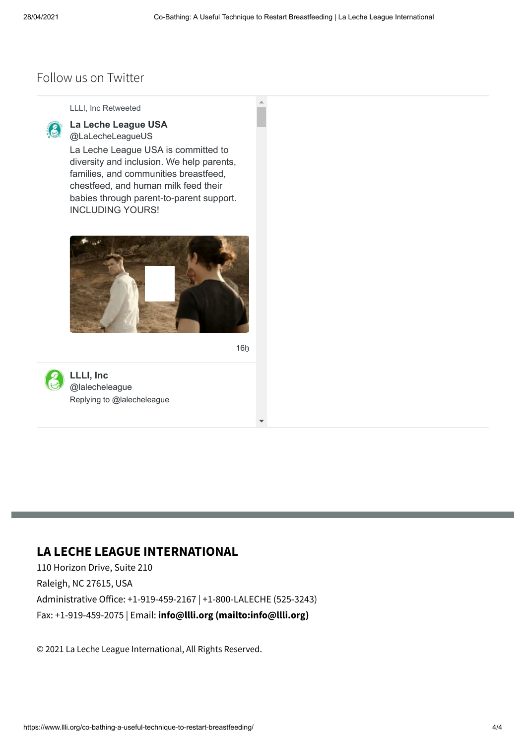## Follow us on Twitter

LLLI, Inc Retweeted

**La Leche League USA**
@LaLecheLeagueUS

La Leche League USA is committed to diversity and inclusion. We help parents, families, and communities breastfeed, chestfeed, and human milk feed their babies through parent-to-parent support. INCLUDING YOURS!

16h

**LLLI, Inc**
@lalecheleague

Replying to @lalecheleague

---

## LA LECHE LEAGUE INTERNATIONAL

110 Horizon Drive, Suite 210
Raleigh, NC 27615, USA
Administrative Office: +1-919-459-2167 | +1-800-LALECHE (525-3243)
Fax: +1-919-459-2075 | Email: **info@llli.org (mailto:info@llli.org)**

© 2021 La Leche League International, All Rights Reserved.